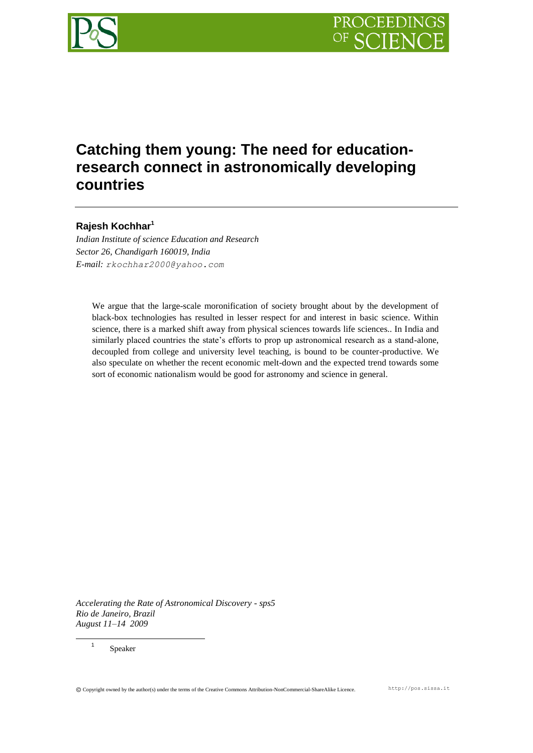# Catching them young: The need for education-research connect in astronomically developing countries

**Rajesh Kochhar**[1]

*Indian Institute of science Education and Research*
*Sector 26, Chandigarh 160019, India*
*E-mail:* rkochhar2000@yahoo.com

> We argue that the large-scale moronification of society brought about by the development of black-box technologies has resulted in lesser respect for and interest in basic science. Within science, there is a marked shift away from physical sciences towards life sciences.. In India and similarly placed countries the state's efforts to prop up astronomical research as a stand-alone, decoupled from college and university level teaching, is bound to be counter-productive. We also speculate on whether the recent economic melt-down and the expected trend towards some sort of economic nationalism would be good for astronomy and science in general.

*Accelerating the Rate of Astronomical Discovery - sps5*
*Rio de Janeiro, Brazil*
*August 11–14 2009*

[1] Speaker

© Copyright owned by the author(s) under the terms of the Creative Commons Attribution-NonCommercial-ShareAlike Licence. http://pos.sissa.it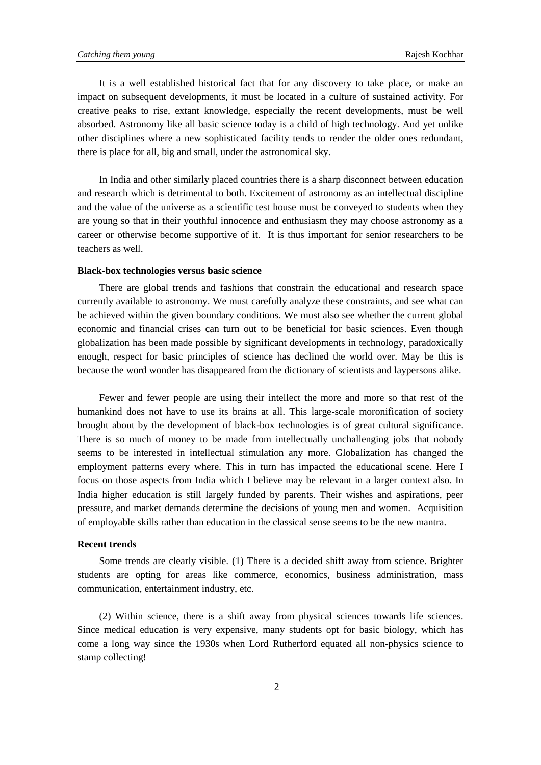It is a well established historical fact that for any discovery to take place, or make an impact on subsequent developments, it must be located in a culture of sustained activity. For creative peaks to rise, extant knowledge, especially the recent developments, must be well absorbed. Astronomy like all basic science today is a child of high technology. And yet unlike other disciplines where a new sophisticated facility tends to render the older ones redundant, there is place for all, big and small, under the astronomical sky.

In India and other similarly placed countries there is a sharp disconnect between education and research which is detrimental to both. Excitement of astronomy as an intellectual discipline and the value of the universe as a scientific test house must be conveyed to students when they are young so that in their youthful innocence and enthusiasm they may choose astronomy as a career or otherwise become supportive of it. It is thus important for senior researchers to be teachers as well.

**Black-box technologies versus basic science**

There are global trends and fashions that constrain the educational and research space currently available to astronomy. We must carefully analyze these constraints, and see what can be achieved within the given boundary conditions. We must also see whether the current global economic and financial crises can turn out to be beneficial for basic sciences. Even though globalization has been made possible by significant developments in technology, paradoxically enough, respect for basic principles of science has declined the world over. May be this is because the word wonder has disappeared from the dictionary of scientists and laypersons alike.

Fewer and fewer people are using their intellect the more and more so that rest of the humankind does not have to use its brains at all. This large-scale moronification of society brought about by the development of black-box technologies is of great cultural significance. There is so much of money to be made from intellectually unchallenging jobs that nobody seems to be interested in intellectual stimulation any more. Globalization has changed the employment patterns every where. This in turn has impacted the educational scene. Here I focus on those aspects from India which I believe may be relevant in a larger context also. In India higher education is still largely funded by parents. Their wishes and aspirations, peer pressure, and market demands determine the decisions of young men and women. Acquisition of employable skills rather than education in the classical sense seems to be the new mantra.

**Recent trends**

Some trends are clearly visible. (1) There is a decided shift away from science. Brighter students are opting for areas like commerce, economics, business administration, mass communication, entertainment industry, etc.

(2) Within science, there is a shift away from physical sciences towards life sciences. Since medical education is very expensive, many students opt for basic biology, which has come a long way since the 1930s when Lord Rutherford equated all non-physics science to stamp collecting!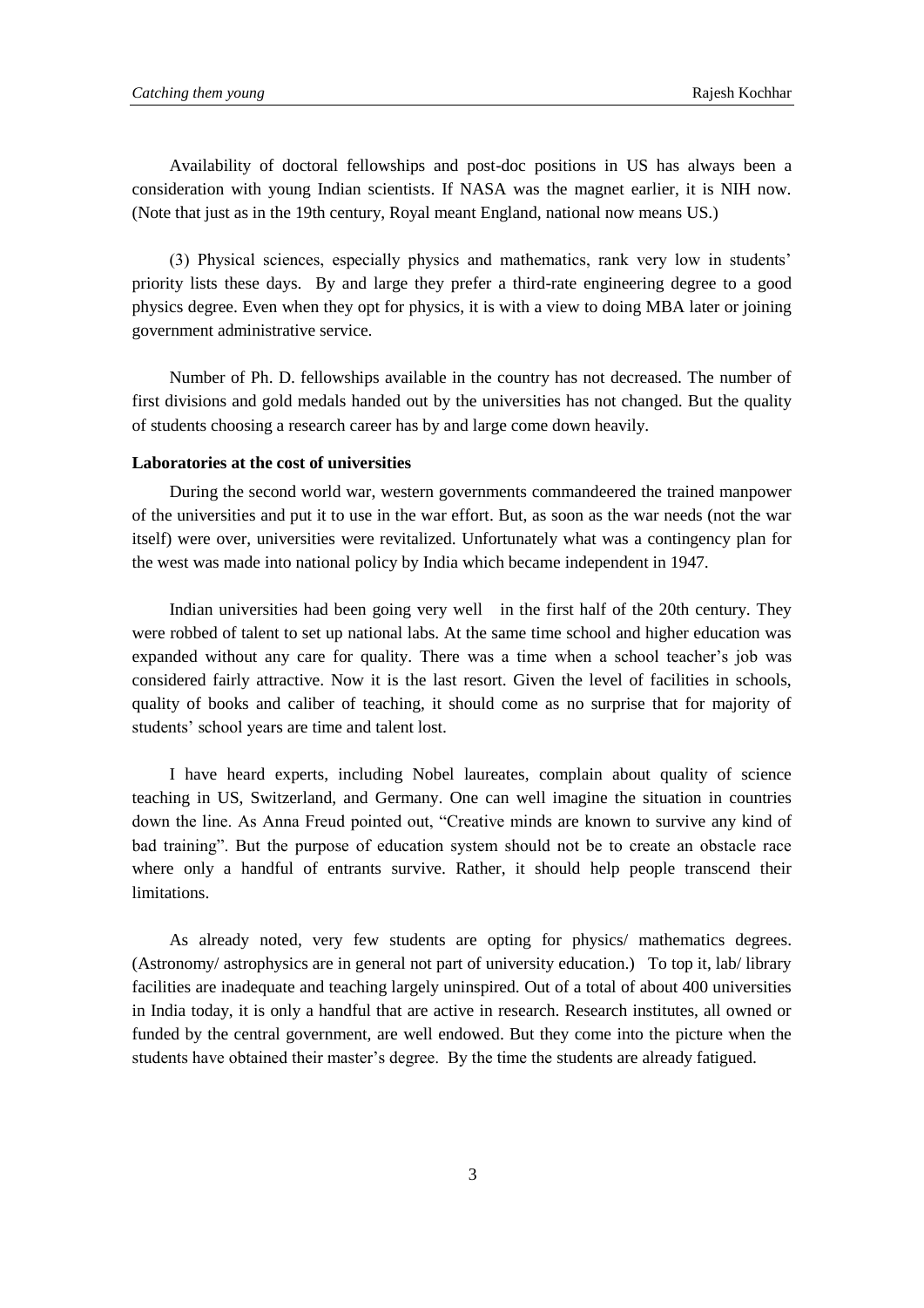Availability of doctoral fellowships and post-doc positions in US has always been a consideration with young Indian scientists. If NASA was the magnet earlier, it is NIH now. (Note that just as in the 19th century, Royal meant England, national now means US.)

(3) Physical sciences, especially physics and mathematics, rank very low in students' priority lists these days. By and large they prefer a third-rate engineering degree to a good physics degree. Even when they opt for physics, it is with a view to doing MBA later or joining government administrative service.

Number of Ph. D. fellowships available in the country has not decreased. The number of first divisions and gold medals handed out by the universities has not changed. But the quality of students choosing a research career has by and large come down heavily.

**Laboratories at the cost of universities**

During the second world war, western governments commandeered the trained manpower of the universities and put it to use in the war effort. But, as soon as the war needs (not the war itself) were over, universities were revitalized. Unfortunately what was a contingency plan for the west was made into national policy by India which became independent in 1947.

Indian universities had been going very well in the first half of the 20th century. They were robbed of talent to set up national labs. At the same time school and higher education was expanded without any care for quality. There was a time when a school teacher's job was considered fairly attractive. Now it is the last resort. Given the level of facilities in schools, quality of books and caliber of teaching, it should come as no surprise that for majority of students' school years are time and talent lost.

I have heard experts, including Nobel laureates, complain about quality of science teaching in US, Switzerland, and Germany. One can well imagine the situation in countries down the line. As Anna Freud pointed out, "Creative minds are known to survive any kind of bad training". But the purpose of education system should not be to create an obstacle race where only a handful of entrants survive. Rather, it should help people transcend their limitations.

As already noted, very few students are opting for physics/ mathematics degrees. (Astronomy/ astrophysics are in general not part of university education.) To top it, lab/ library facilities are inadequate and teaching largely uninspired. Out of a total of about 400 universities in India today, it is only a handful that are active in research. Research institutes, all owned or funded by the central government, are well endowed. But they come into the picture when the students have obtained their master's degree. By the time the students are already fatigued.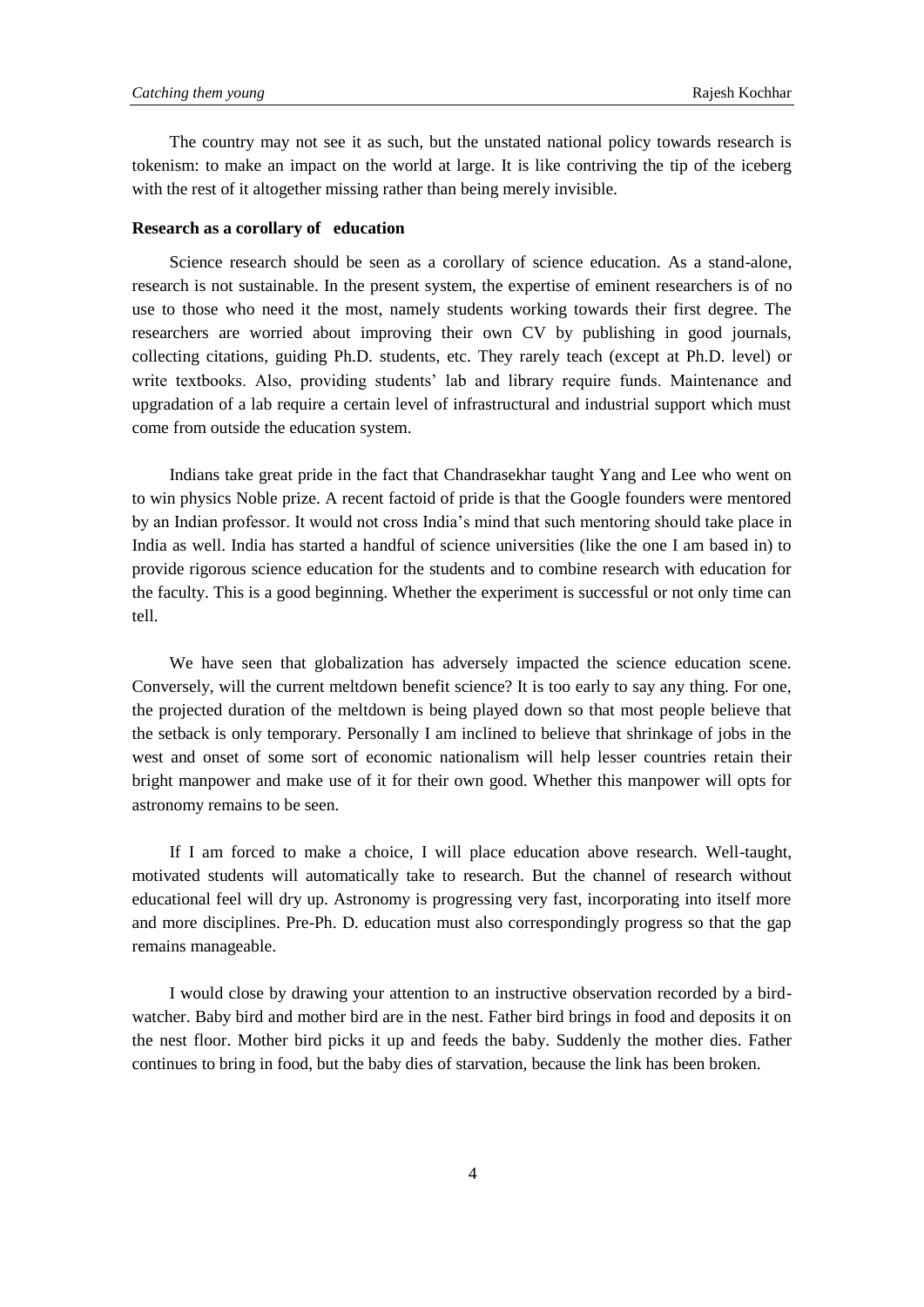The country may not see it as such, but the unstated national policy towards research is tokenism: to make an impact on the world at large. It is like contriving the tip of the iceberg with the rest of it altogether missing rather than being merely invisible.

**Research as a corollary of education**

Science research should be seen as a corollary of science education. As a stand-alone, research is not sustainable. In the present system, the expertise of eminent researchers is of no use to those who need it the most, namely students working towards their first degree. The researchers are worried about improving their own CV by publishing in good journals, collecting citations, guiding Ph.D. students, etc. They rarely teach (except at Ph.D. level) or write textbooks. Also, providing students' lab and library require funds. Maintenance and upgradation of a lab require a certain level of infrastructural and industrial support which must come from outside the education system.

Indians take great pride in the fact that Chandrasekhar taught Yang and Lee who went on to win physics Noble prize. A recent factoid of pride is that the Google founders were mentored by an Indian professor. It would not cross India's mind that such mentoring should take place in India as well. India has started a handful of science universities (like the one I am based in) to provide rigorous science education for the students and to combine research with education for the faculty. This is a good beginning. Whether the experiment is successful or not only time can tell.

We have seen that globalization has adversely impacted the science education scene. Conversely, will the current meltdown benefit science? It is too early to say any thing. For one, the projected duration of the meltdown is being played down so that most people believe that the setback is only temporary. Personally I am inclined to believe that shrinkage of jobs in the west and onset of some sort of economic nationalism will help lesser countries retain their bright manpower and make use of it for their own good. Whether this manpower will opts for astronomy remains to be seen.

If I am forced to make a choice, I will place education above research. Well-taught, motivated students will automatically take to research. But the channel of research without educational feel will dry up. Astronomy is progressing very fast, incorporating into itself more and more disciplines. Pre-Ph. D. education must also correspondingly progress so that the gap remains manageable.

I would close by drawing your attention to an instructive observation recorded by a bird-watcher. Baby bird and mother bird are in the nest. Father bird brings in food and deposits it on the nest floor. Mother bird picks it up and feeds the baby. Suddenly the mother dies. Father continues to bring in food, but the baby dies of starvation, because the link has been broken.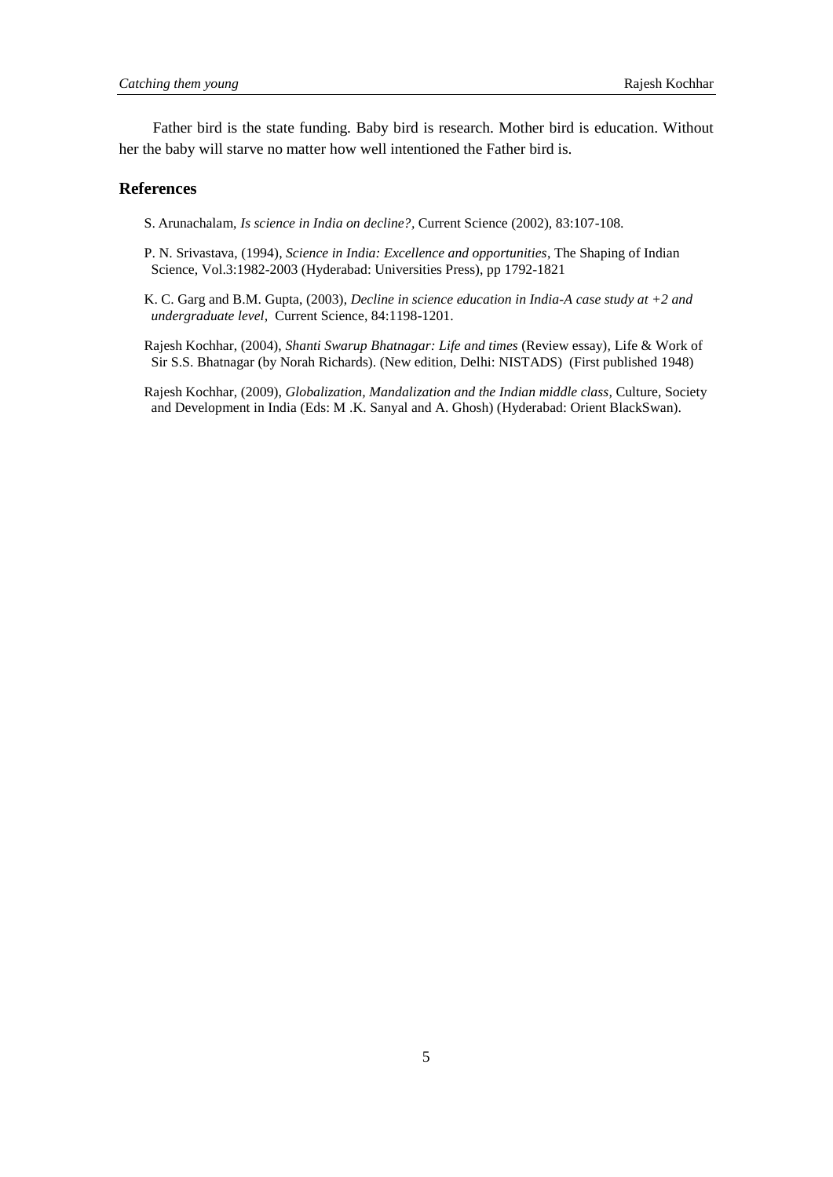Father bird is the state funding. Baby bird is research. Mother bird is education. Without her the baby will starve no matter how well intentioned the Father bird is.

## References

S. Arunachalam, *Is science in India on decline?*, Current Science (2002), 83:107-108.

P. N. Srivastava, (1994), *Science in India: Excellence and opportunities*, The Shaping of Indian Science, Vol.3:1982-2003 (Hyderabad: Universities Press), pp 1792-1821

K. C. Garg and B.M. Gupta, (2003), *Decline in science education in India-A case study at +2 and undergraduate level,* Current Science, 84:1198-1201.

Rajesh Kochhar, (2004), *Shanti Swarup Bhatnagar: Life and times* (Review essay), Life & Work of Sir S.S. Bhatnagar (by Norah Richards). (New edition, Delhi: NISTADS) (First published 1948)

Rajesh Kochhar, (2009), *Globalization, Mandalization and the Indian middle class*, Culture, Society and Development in India (Eds: M .K. Sanyal and A. Ghosh) (Hyderabad: Orient BlackSwan).